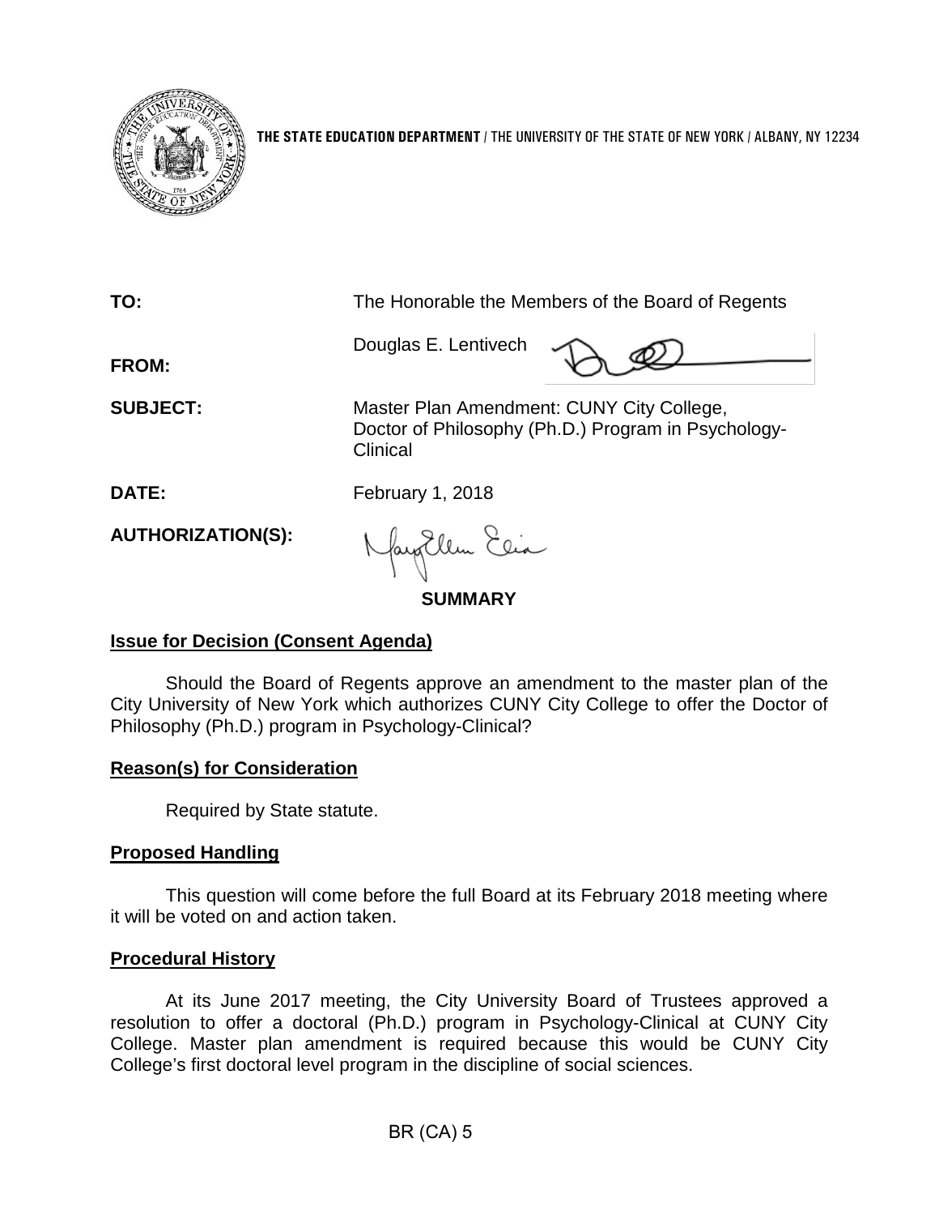**THE STATE EDUCATION DEPARTMENT** / THE UNIVERSITY OF THE STATE OF NEW YORK / ALBANY, NY 12234

**TO:** The Honorable the Members of the Board of Regents

**FROM:** Douglas E. Lentivech

**SUBJECT:** Master Plan Amendment: CUNY City College, Doctor of Philosophy (Ph.D.) Program in Psychology-Clinical

**DATE:** February 1, 2018

**AUTHORIZATION(S):**

## SUMMARY

### Issue for Decision (Consent Agenda)

Should the Board of Regents approve an amendment to the master plan of the City University of New York which authorizes CUNY City College to offer the Doctor of Philosophy (Ph.D.) program in Psychology-Clinical?

### Reason(s) for Consideration

Required by State statute.

### Proposed Handling

This question will come before the full Board at its February 2018 meeting where it will be voted on and action taken.

### Procedural History

At its June 2017 meeting, the City University Board of Trustees approved a resolution to offer a doctoral (Ph.D.) program in Psychology-Clinical at CUNY City College. Master plan amendment is required because this would be CUNY City College's first doctoral level program in the discipline of social sciences.

BR (CA) 5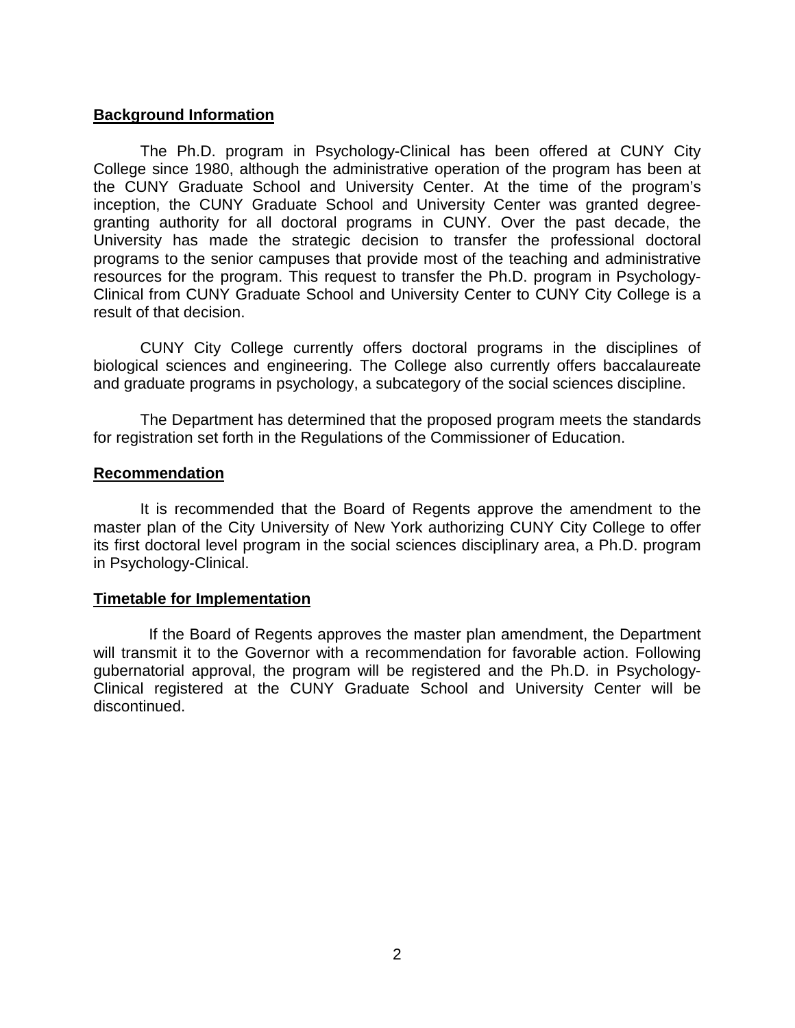**Background Information**

The Ph.D. program in Psychology-Clinical has been offered at CUNY City College since 1980, although the administrative operation of the program has been at the CUNY Graduate School and University Center. At the time of the program's inception, the CUNY Graduate School and University Center was granted degree-granting authority for all doctoral programs in CUNY. Over the past decade, the University has made the strategic decision to transfer the professional doctoral programs to the senior campuses that provide most of the teaching and administrative resources for the program. This request to transfer the Ph.D. program in Psychology-Clinical from CUNY Graduate School and University Center to CUNY City College is a result of that decision.

CUNY City College currently offers doctoral programs in the disciplines of biological sciences and engineering. The College also currently offers baccalaureate and graduate programs in psychology, a subcategory of the social sciences discipline.

The Department has determined that the proposed program meets the standards for registration set forth in the Regulations of the Commissioner of Education.

**Recommendation**

It is recommended that the Board of Regents approve the amendment to the master plan of the City University of New York authorizing CUNY City College to offer its first doctoral level program in the social sciences disciplinary area, a Ph.D. program in Psychology-Clinical.

**Timetable for Implementation**

If the Board of Regents approves the master plan amendment, the Department will transmit it to the Governor with a recommendation for favorable action. Following gubernatorial approval, the program will be registered and the Ph.D. in Psychology-Clinical registered at the CUNY Graduate School and University Center will be discontinued.